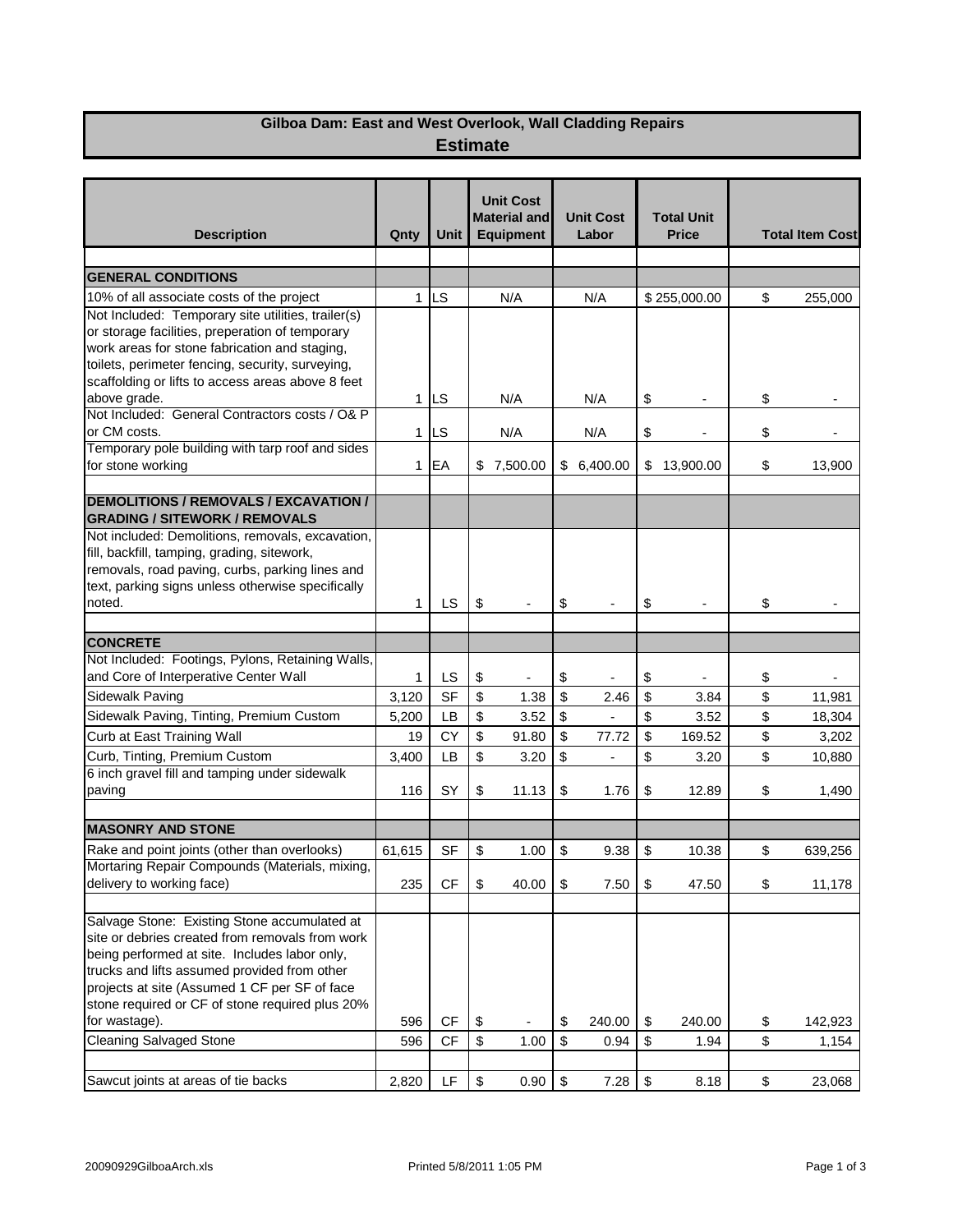# Gilboa Dam: East and West Overlook, Wall Cladding Repairs

## Estimate

| Description | Qnty | Unit | Unit Cost Material and Equipment | Unit Cost Labor | Total Unit Price | Total Item Cost |
|---|---|---|---|---|---|---|
| **GENERAL CONDITIONS** | | | | | | |
| 10% of all associate costs of the project | 1 | LS | N/A | N/A | $ 255,000.00 | $ 255,000 |
| Not Included: Temporary site utilities, trailer(s) or storage facilities, preperation of temporary work areas for stone fabrication and staging, toilets, perimeter fencing, security, surveying, scaffolding or lifts to access areas above 8 feet above grade. | 1 | LS | N/A | N/A | $ - | $ - |
| Not Included: General Contractors costs / O& P or CM costs. | 1 | LS | N/A | N/A | $ - | $ - |
| Temporary pole building with tarp roof and sides for stone working | 1 | EA | $ 7,500.00 | $ 6,400.00 | $ 13,900.00 | $ 13,900 |
| **DEMOLITIONS / REMOVALS / EXCAVATION / GRADING / SITEWORK / REMOVALS** | | | | | | |
| Not included: Demolitions, removals, excavation, fill, backfill, tamping, grading, sitework, removals, road paving, curbs, parking lines and text, parking signs unless otherwise specifically noted. | 1 | LS | $ - | $ - | $ - | $ - |
| **CONCRETE** | | | | | | |
| Not Included: Footings, Pylons, Retaining Walls, and Core of Interperative Center Wall | 1 | LS | $ - | $ - | $ - | $ - |
| Sidewalk Paving | 3,120 | SF | $ 1.38 | $ 2.46 | $ 3.84 | $ 11,981 |
| Sidewalk Paving, Tinting, Premium Custom | 5,200 | LB | $ 3.52 | $ - | $ 3.52 | $ 18,304 |
| Curb at East Training Wall | 19 | CY | $ 91.80 | $ 77.72 | $ 169.52 | $ 3,202 |
| Curb, Tinting, Premium Custom | 3,400 | LB | $ 3.20 | $ - | $ 3.20 | $ 10,880 |
| 6 inch gravel fill and tamping under sidewalk paving | 116 | SY | $ 11.13 | $ 1.76 | $ 12.89 | $ 1,490 |
| **MASONRY AND STONE** | | | | | | |
| Rake and point joints (other than overlooks) | 61,615 | SF | $ 1.00 | $ 9.38 | $ 10.38 | $ 639,256 |
| Mortaring Repair Compounds (Materials, mixing, delivery to working face) | 235 | CF | $ 40.00 | $ 7.50 | $ 47.50 | $ 11,178 |
| Salvage Stone: Existing Stone accumulated at site or debries created from removals from work being performed at site. Includes labor only, trucks and lifts assumed provided from other projects at site (Assumed 1 CF per SF of face stone required or CF of stone required plus 20% for wastage). | 596 | CF | $ - | $ 240.00 | $ 240.00 | $ 142,923 |
| Cleaning Salvaged Stone | 596 | CF | $ 1.00 | $ 0.94 | $ 1.94 | $ 1,154 |
| Sawcut joints at areas of tie backs | 2,820 | LF | $ 0.90 | $ 7.28 | $ 8.18 | $ 23,068 |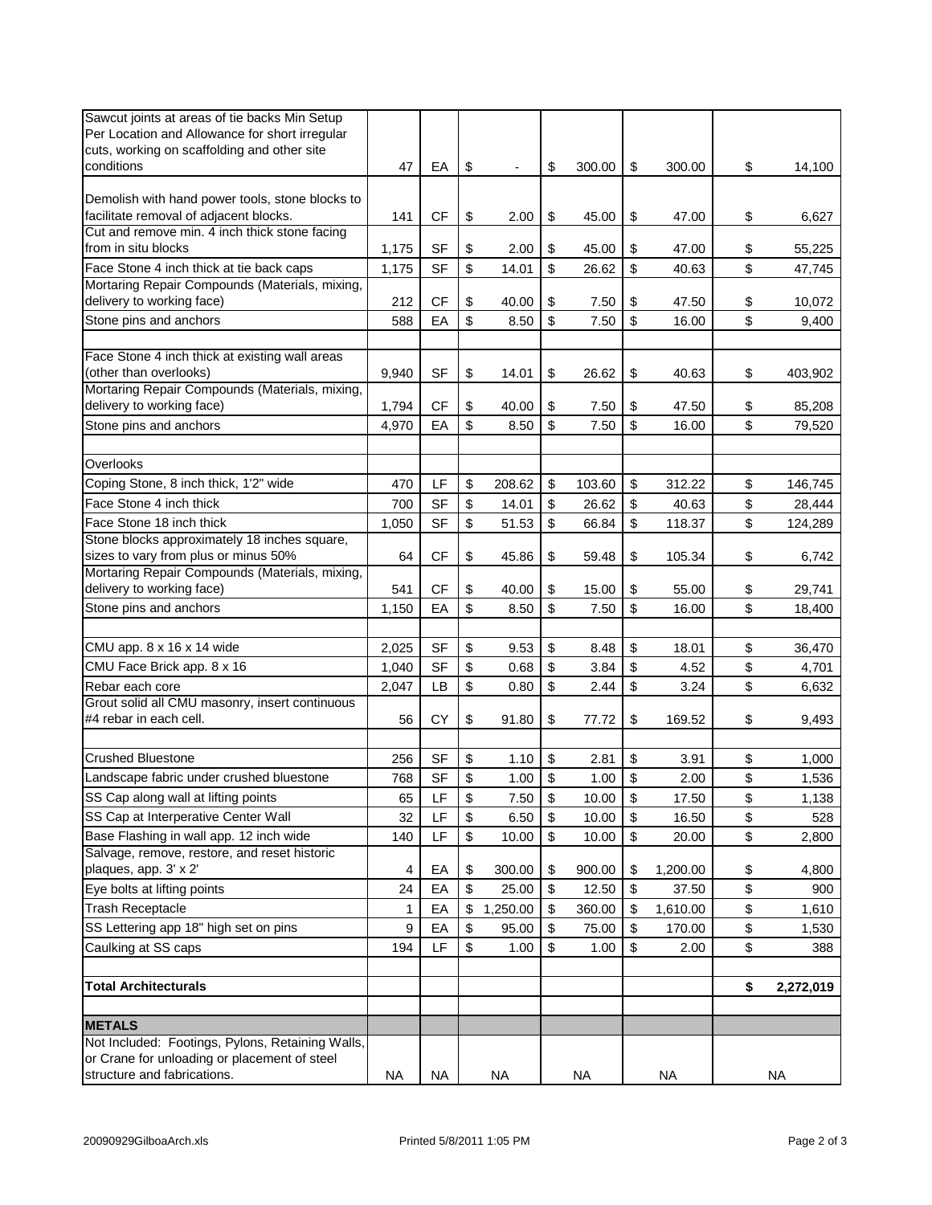| Description | Qty | Unit | Material | Labor | Unit Total | Total |
|---|---|---|---|---|---|---|
| Sawcut joints at areas of tie backs Min Setup Per Location and Allowance for short irregular cuts, working on scaffolding and other site conditions | 47 | EA | $ - | $ 300.00 | $ 300.00 | $ 14,100 |
| Demolish with hand power tools, stone blocks to facilitate removal of adjacent blocks. | 141 | CF | $ 2.00 | $ 45.00 | $ 47.00 | $ 6,627 |
| Cut and remove min. 4 inch thick stone facing from in situ blocks | 1,175 | SF | $ 2.00 | $ 45.00 | $ 47.00 | $ 55,225 |
| Face Stone 4 inch thick at tie back caps | 1,175 | SF | $ 14.01 | $ 26.62 | $ 40.63 | $ 47,745 |
| Mortaring Repair Compounds (Materials, mixing, delivery to working face) | 212 | CF | $ 40.00 | $ 7.50 | $ 47.50 | $ 10,072 |
| Stone pins and anchors | 588 | EA | $ 8.50 | $ 7.50 | $ 16.00 | $ 9,400 |
| | | | | | | |
| Face Stone 4 inch thick at existing wall areas (other than overlooks) | 9,940 | SF | $ 14.01 | $ 26.62 | $ 40.63 | $ 403,902 |
| Mortaring Repair Compounds (Materials, mixing, delivery to working face) | 1,794 | CF | $ 40.00 | $ 7.50 | $ 47.50 | $ 85,208 |
| Stone pins and anchors | 4,970 | EA | $ 8.50 | $ 7.50 | $ 16.00 | $ 79,520 |
| | | | | | | |
| Overlooks | | | | | | |
| Coping Stone, 8 inch thick, 1'2" wide | 470 | LF | $ 208.62 | $ 103.60 | $ 312.22 | $ 146,745 |
| Face Stone 4 inch thick | 700 | SF | $ 14.01 | $ 26.62 | $ 40.63 | $ 28,444 |
| Face Stone 18 inch thick | 1,050 | SF | $ 51.53 | $ 66.84 | $ 118.37 | $ 124,289 |
| Stone blocks approximately 18 inches square, sizes to vary from plus or minus 50% | 64 | CF | $ 45.86 | $ 59.48 | $ 105.34 | $ 6,742 |
| Mortaring Repair Compounds (Materials, mixing, delivery to working face) | 541 | CF | $ 40.00 | $ 15.00 | $ 55.00 | $ 29,741 |
| Stone pins and anchors | 1,150 | EA | $ 8.50 | $ 7.50 | $ 16.00 | $ 18,400 |
| | | | | | | |
| CMU app. 8 x 16 x 14 wide | 2,025 | SF | $ 9.53 | $ 8.48 | $ 18.01 | $ 36,470 |
| CMU Face Brick app. 8 x 16 | 1,040 | SF | $ 0.68 | $ 3.84 | $ 4.52 | $ 4,701 |
| Rebar each core | 2,047 | LB | $ 0.80 | $ 2.44 | $ 3.24 | $ 6,632 |
| Grout solid all CMU masonry, insert continuous #4 rebar in each cell. | 56 | CY | $ 91.80 | $ 77.72 | $ 169.52 | $ 9,493 |
| | | | | | | |
| Crushed Bluestone | 256 | SF | $ 1.10 | $ 2.81 | $ 3.91 | $ 1,000 |
| Landscape fabric under crushed bluestone | 768 | SF | $ 1.00 | $ 1.00 | $ 2.00 | $ 1,536 |
| SS Cap along wall at lifting points | 65 | LF | $ 7.50 | $ 10.00 | $ 17.50 | $ 1,138 |
| SS Cap at Interperative Center Wall | 32 | LF | $ 6.50 | $ 10.00 | $ 16.50 | $ 528 |
| Base Flashing in wall app. 12 inch wide | 140 | LF | $ 10.00 | $ 10.00 | $ 20.00 | $ 2,800 |
| Salvage, remove, restore, and reset historic plaques, app. 3' x 2' | 4 | EA | $ 300.00 | $ 900.00 | $ 1,200.00 | $ 4,800 |
| Eye bolts at lifting points | 24 | EA | $ 25.00 | $ 12.50 | $ 37.50 | $ 900 |
| Trash Receptacle | 1 | EA | $ 1,250.00 | $ 360.00 | $ 1,610.00 | $ 1,610 |
| SS Lettering app 18" high set on pins | 9 | EA | $ 95.00 | $ 75.00 | $ 170.00 | $ 1,530 |
| Caulking at SS caps | 194 | LF | $ 1.00 | $ 1.00 | $ 2.00 | $ 388 |
| | | | | | | |
| **Total Architecturals** | | | | | | **$ 2,272,019** |
| | | | | | | |
| **METALS** | | | | | | |
| Not Included: Footings, Pylons, Retaining Walls, or Crane for unloading or placement of steel structure and fabrications. | NA | NA | NA | NA | NA | NA |

20090929GilboaArch.xls Printed 5/8/2011 1:05 PM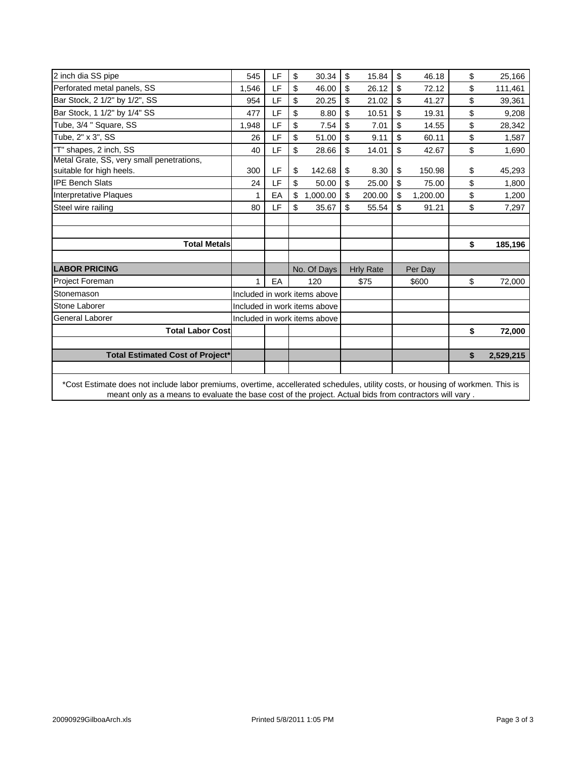| | | | | | | |
|---|---|---|---|---|---|---|
| 2 inch dia SS pipe | 545 | LF | $ 30.34 | $ 15.84 | $ 46.18 | $ 25,166 |
| Perforated metal panels, SS | 1,546 | LF | $ 46.00 | $ 26.12 | $ 72.12 | $ 111,461 |
| Bar Stock, 2 1/2" by 1/2", SS | 954 | LF | $ 20.25 | $ 21.02 | $ 41.27 | $ 39,361 |
| Bar Stock, 1 1/2" by 1/4" SS | 477 | LF | $ 8.80 | $ 10.51 | $ 19.31 | $ 9,208 |
| Tube, 3/4 " Square, SS | 1,948 | LF | $ 7.54 | $ 7.01 | $ 14.55 | $ 28,342 |
| Tube, 2" x 3", SS | 26 | LF | $ 51.00 | $ 9.11 | $ 60.11 | $ 1,587 |
| "T" shapes, 2 inch, SS | 40 | LF | $ 28.66 | $ 14.01 | $ 42.67 | $ 1,690 |
| Metal Grate, SS, very small penetrations, suitable for high heels. | 300 | LF | $ 142.68 | $ 8.30 | $ 150.98 | $ 45,293 |
| IPE Bench Slats | 24 | LF | $ 50.00 | $ 25.00 | $ 75.00 | $ 1,800 |
| Interpretative Plaques | 1 | EA | $ 1,000.00 | $ 200.00 | $ 1,200.00 | $ 1,200 |
| Steel wire railing | 80 | LF | $ 35.67 | $ 55.54 | $ 91.21 | $ 7,297 |
| | | | | | | |
| | | | | | | |
| **Total Metals** | | | | | | **$ 185,196** |
| | | | | | | |
| **LABOR PRICING** | | | No. Of Days | Hrly Rate | Per Day | |
| Project Foreman | 1 | EA | 120 | $75 | $600 | $ 72,000 |
| Stonemason | Included in work items above | | | | | |
| Stone Laborer | Included in work items above | | | | | |
| General Laborer | Included in work items above | | | | | |
| **Total Labor Cost** | | | | | | **$ 72,000** |
| | | | | | | |
| **Total Estimated Cost of Project*** | | | | | | **$ 2,529,215** |

*Cost Estimate does not include labor premiums, overtime, accellerated schedules, utility costs, or housing of workmen. This is meant only as a means to evaluate the base cost of the project. Actual bids from contractors will vary .